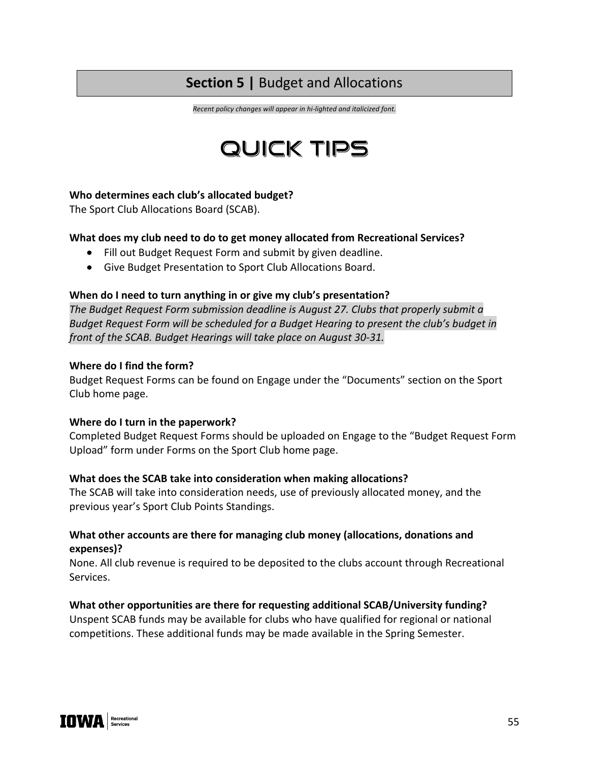# **Section 5 |** Budget and Allocations

*Recent policy changes will appear in hi-lighted and italicized font.*

## QUICK TIPS

**Who determines each club's allocated budget?**
The Sport Club Allocations Board (SCAB).

**What does my club need to do to get money allocated from Recreational Services?**

- Fill out Budget Request Form and submit by given deadline.
- Give Budget Presentation to Sport Club Allocations Board.

**When do I need to turn anything in or give my club's presentation?**
*The Budget Request Form submission deadline is August 27. Clubs that properly submit a Budget Request Form will be scheduled for a Budget Hearing to present the club's budget in front of the SCAB. Budget Hearings will take place on August 30-31.*

**Where do I find the form?**
Budget Request Forms can be found on Engage under the "Documents" section on the Sport Club home page.

**Where do I turn in the paperwork?**
Completed Budget Request Forms should be uploaded on Engage to the "Budget Request Form Upload" form under Forms on the Sport Club home page.

**What does the SCAB take into consideration when making allocations?**
The SCAB will take into consideration needs, use of previously allocated money, and the previous year's Sport Club Points Standings.

**What other accounts are there for managing club money (allocations, donations and expenses)?**
None. All club revenue is required to be deposited to the clubs account through Recreational Services.

**What other opportunities are there for requesting additional SCAB/University funding?**
Unspent SCAB funds may be available for clubs who have qualified for regional or national competitions. These additional funds may be made available in the Spring Semester.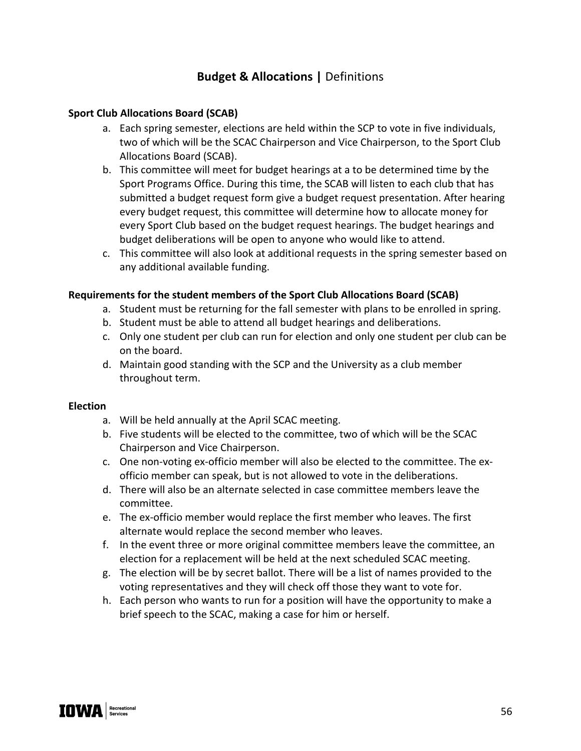## **Budget & Allocations |** Definitions

**Sport Club Allocations Board (SCAB)**

a. Each spring semester, elections are held within the SCP to vote in five individuals, two of which will be the SCAC Chairperson and Vice Chairperson, to the Sport Club Allocations Board (SCAB).
b. This committee will meet for budget hearings at a to be determined time by the Sport Programs Office. During this time, the SCAB will listen to each club that has submitted a budget request form give a budget request presentation. After hearing every budget request, this committee will determine how to allocate money for every Sport Club based on the budget request hearings. The budget hearings and budget deliberations will be open to anyone who would like to attend.
c. This committee will also look at additional requests in the spring semester based on any additional available funding.

**Requirements for the student members of the Sport Club Allocations Board (SCAB)**

a. Student must be returning for the fall semester with plans to be enrolled in spring.
b. Student must be able to attend all budget hearings and deliberations.
c. Only one student per club can run for election and only one student per club can be on the board.
d. Maintain good standing with the SCP and the University as a club member throughout term.

**Election**

a. Will be held annually at the April SCAC meeting.
b. Five students will be elected to the committee, two of which will be the SCAC Chairperson and Vice Chairperson.
c. One non-voting ex-officio member will also be elected to the committee. The ex-officio member can speak, but is not allowed to vote in the deliberations.
d. There will also be an alternate selected in case committee members leave the committee.
e. The ex-officio member would replace the first member who leaves. The first alternate would replace the second member who leaves.
f. In the event three or more original committee members leave the committee, an election for a replacement will be held at the next scheduled SCAC meeting.
g. The election will be by secret ballot. There will be a list of names provided to the voting representatives and they will check off those they want to vote for.
h. Each person who wants to run for a position will have the opportunity to make a brief speech to the SCAC, making a case for him or herself.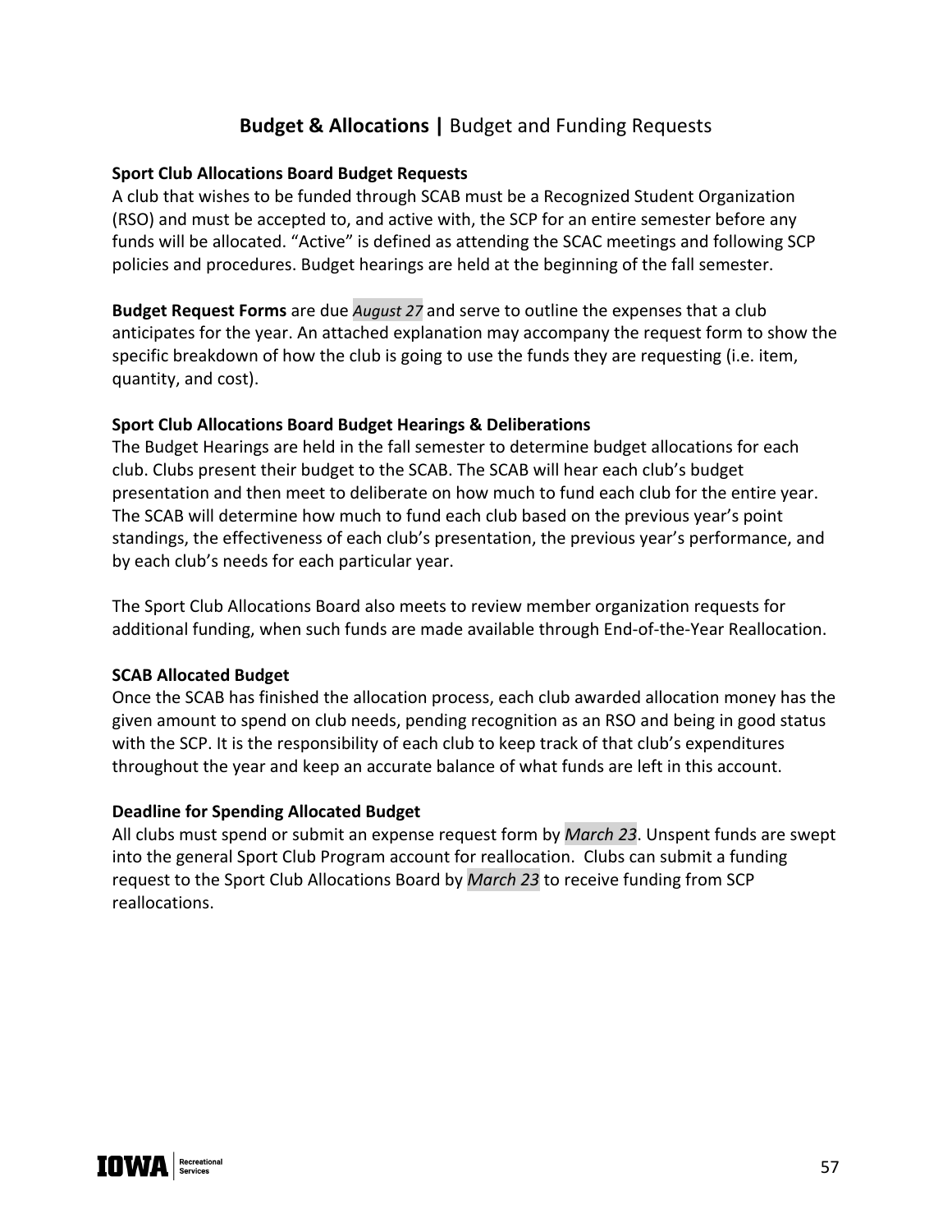## **Budget & Allocations |** Budget and Funding Requests

**Sport Club Allocations Board Budget Requests**

A club that wishes to be funded through SCAB must be a Recognized Student Organization (RSO) and must be accepted to, and active with, the SCP for an entire semester before any funds will be allocated. "Active" is defined as attending the SCAC meetings and following SCP policies and procedures. Budget hearings are held at the beginning of the fall semester.

**Budget Request Forms** are due *August 27* and serve to outline the expenses that a club anticipates for the year. An attached explanation may accompany the request form to show the specific breakdown of how the club is going to use the funds they are requesting (i.e. item, quantity, and cost).

**Sport Club Allocations Board Budget Hearings & Deliberations**

The Budget Hearings are held in the fall semester to determine budget allocations for each club. Clubs present their budget to the SCAB. The SCAB will hear each club's budget presentation and then meet to deliberate on how much to fund each club for the entire year. The SCAB will determine how much to fund each club based on the previous year's point standings, the effectiveness of each club's presentation, the previous year's performance, and by each club's needs for each particular year.

The Sport Club Allocations Board also meets to review member organization requests for additional funding, when such funds are made available through End-of-the-Year Reallocation.

**SCAB Allocated Budget**

Once the SCAB has finished the allocation process, each club awarded allocation money has the given amount to spend on club needs, pending recognition as an RSO and being in good status with the SCP. It is the responsibility of each club to keep track of that club's expenditures throughout the year and keep an accurate balance of what funds are left in this account.

**Deadline for Spending Allocated Budget**

All clubs must spend or submit an expense request form by *March 23*. Unspent funds are swept into the general Sport Club Program account for reallocation. Clubs can submit a funding request to the Sport Club Allocations Board by *March 23* to receive funding from SCP reallocations.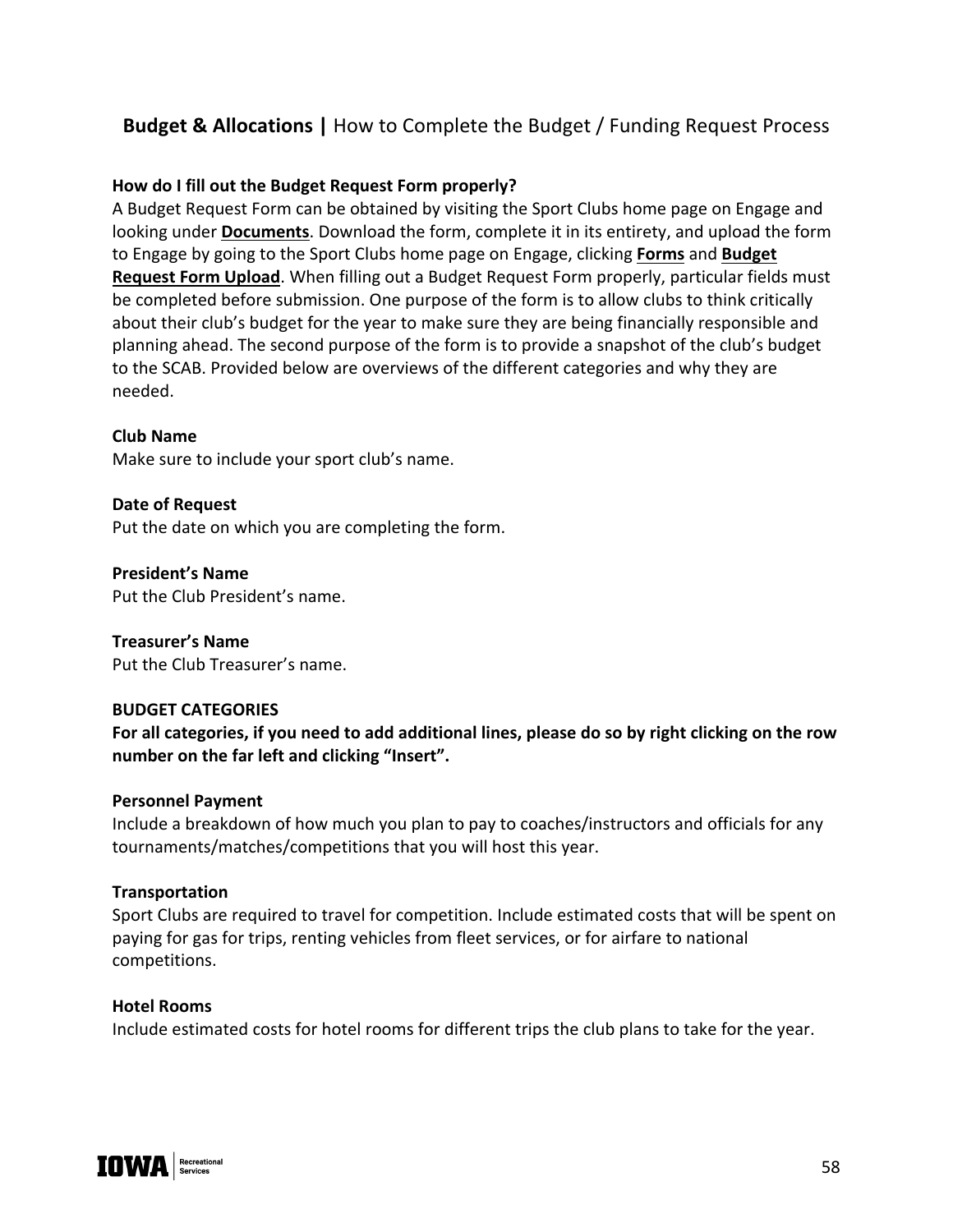## **Budget & Allocations |** How to Complete the Budget / Funding Request Process

**How do I fill out the Budget Request Form properly?**

A Budget Request Form can be obtained by visiting the Sport Clubs home page on Engage and looking under **Documents**. Download the form, complete it in its entirety, and upload the form to Engage by going to the Sport Clubs home page on Engage, clicking **Forms** and **Budget Request Form Upload**. When filling out a Budget Request Form properly, particular fields must be completed before submission. One purpose of the form is to allow clubs to think critically about their club's budget for the year to make sure they are being financially responsible and planning ahead. The second purpose of the form is to provide a snapshot of the club's budget to the SCAB. Provided below are overviews of the different categories and why they are needed.

**Club Name**

Make sure to include your sport club's name.

**Date of Request**

Put the date on which you are completing the form.

**President's Name**

Put the Club President's name.

**Treasurer's Name**

Put the Club Treasurer's name.

**BUDGET CATEGORIES**

**For all categories, if you need to add additional lines, please do so by right clicking on the row number on the far left and clicking "Insert".**

**Personnel Payment**

Include a breakdown of how much you plan to pay to coaches/instructors and officials for any tournaments/matches/competitions that you will host this year.

**Transportation**

Sport Clubs are required to travel for competition. Include estimated costs that will be spent on paying for gas for trips, renting vehicles from fleet services, or for airfare to national competitions.

**Hotel Rooms**

Include estimated costs for hotel rooms for different trips the club plans to take for the year.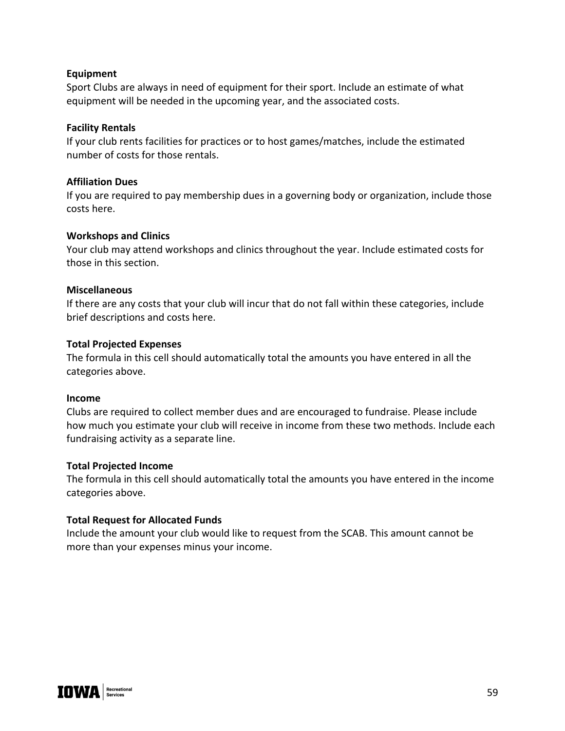**Equipment**

Sport Clubs are always in need of equipment for their sport. Include an estimate of what equipment will be needed in the upcoming year, and the associated costs.

**Facility Rentals**

If your club rents facilities for practices or to host games/matches, include the estimated number of costs for those rentals.

**Affiliation Dues**

If you are required to pay membership dues in a governing body or organization, include those costs here.

**Workshops and Clinics**

Your club may attend workshops and clinics throughout the year. Include estimated costs for those in this section.

**Miscellaneous**

If there are any costs that your club will incur that do not fall within these categories, include brief descriptions and costs here.

**Total Projected Expenses**

The formula in this cell should automatically total the amounts you have entered in all the categories above.

**Income**

Clubs are required to collect member dues and are encouraged to fundraise. Please include how much you estimate your club will receive in income from these two methods. Include each fundraising activity as a separate line.

**Total Projected Income**

The formula in this cell should automatically total the amounts you have entered in the income categories above.

**Total Request for Allocated Funds**

Include the amount your club would like to request from the SCAB. This amount cannot be more than your expenses minus your income.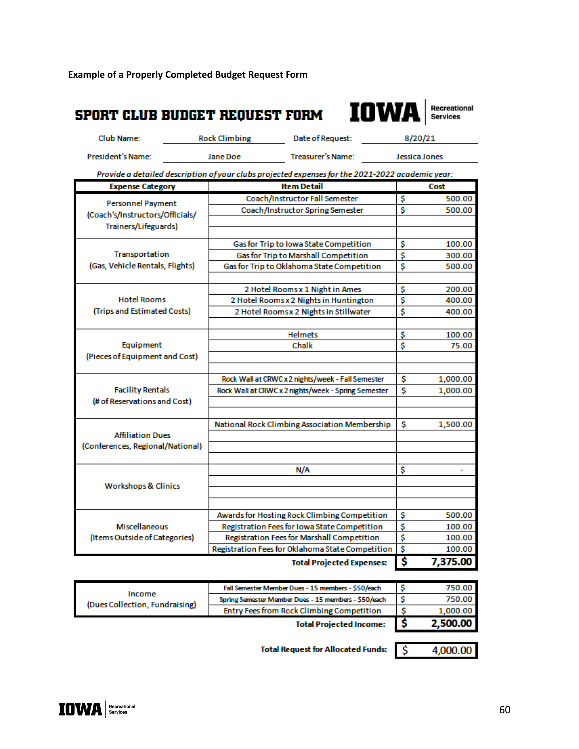**Example of a Properly Completed Budget Request Form**

# SPORT CLUB BUDGET REQUEST FORM

IOWA Recreational Services

| | | | |
|---|---|---|---|
| Club Name: | Rock Climbing | Date of Request: | 8/20/21 |
| President's Name: | Jane Doe | Treasurer's Name: | Jessica Jones |

*Provide a detailed description of your clubs projected expenses for the 2021-2022 academic year:*

| Expense Category | Item Detail | Cost |
|---|---|---|
| Personnel Payment (Coach's/Instructors/Officials/ Trainers/Lifeguards) | Coach/Instructor Fall Semester | $ 500.00 |
| | Coach/Instructor Spring Semester | $ 500.00 |
| | | |
| | | |
| Transportation (Gas, Vehicle Rentals, Flights) | Gas for Trip to Iowa State Competition | $ 100.00 |
| | Gas for Trip to Marshall Competition | $ 300.00 |
| | Gas for Trip to Oklahoma State Competition | $ 500.00 |
| | | |
| Hotel Rooms (Trips and Estimated Costs) | 2 Hotel Rooms x 1 Night in Ames | $ 200.00 |
| | 2 Hotel Rooms x 2 Nights in Huntington | $ 400.00 |
| | 2 Hotel Rooms x 2 Nights in Stillwater | $ 400.00 |
| | | |
| Equipment (Pieces of Equipment and Cost) | Helmets | $ 100.00 |
| | Chalk | $ 75.00 |
| | | |
| | | |
| Facility Rentals (# of Reservations and Cost) | Rock Wall at CRWC x 2 nights/week - Fall Semester | $ 1,000.00 |
| | Rock Wall at CRWC x 2 nights/week - Spring Semester | $ 1,000.00 |
| | | |
| | | |
| Affiliation Dues (Conferences, Regional/National) | National Rock Climbing Association Membership | $ 1,500.00 |
| | | |
| | | |
| | | |
| Workshops & Clinics | N/A | $ - |
| | | |
| | | |
| | | |
| Miscellaneous (Items Outside of Categories) | Awards for Hosting Rock Climbing Competition | $ 500.00 |
| | Registration Fees for Iowa State Competition | $ 100.00 |
| | Registration Fees for Marshall Competition | $ 100.00 |
| | Registration Fees for Oklahoma State Competition | $ 100.00 |
| | **Total Projected Expenses:** | **$ 7,375.00** |

| | | |
|---|---|---|
| Income (Dues Collection, Fundraising) | Fall Semester Member Dues - 15 members - $50/each | $ 750.00 |
| | Spring Semester Member Dues - 15 members - $50/each | $ 750.00 |
| | Entry Fees from Rock Climbing Competition | $ 1,000.00 |
| | **Total Projected Income:** | **$ 2,500.00** |

**Total Request for Allocated Funds:** $ 4,000.00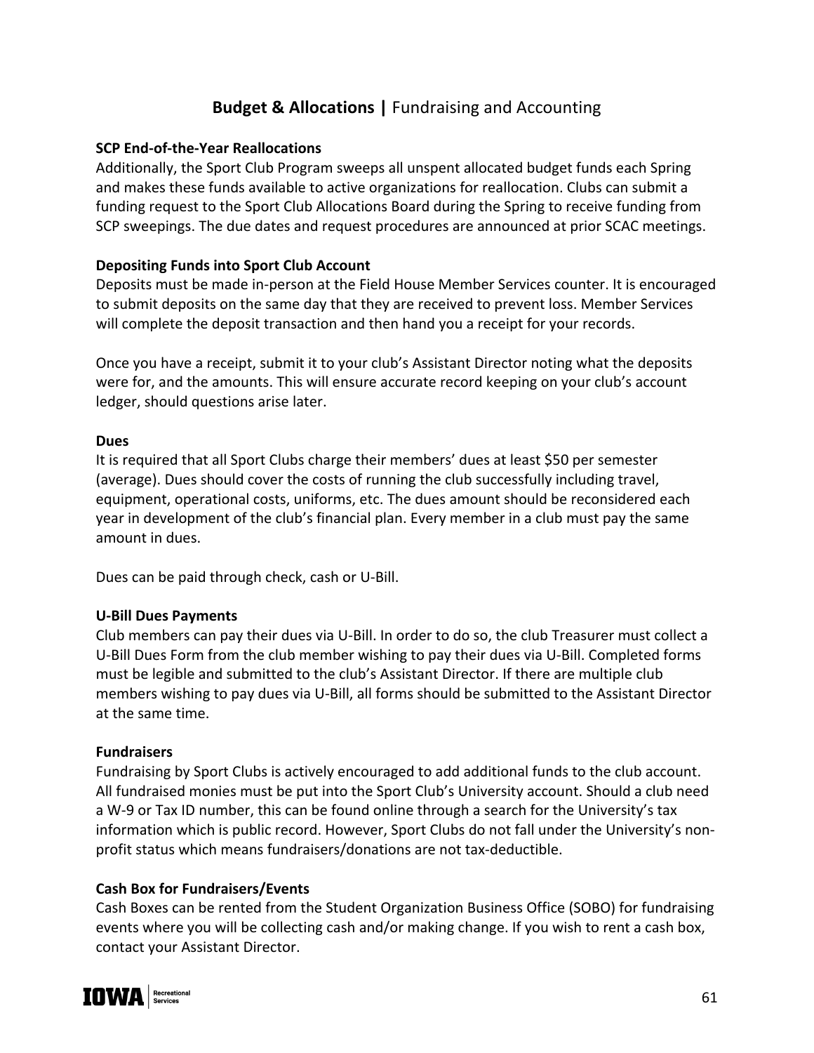## **Budget & Allocations |** Fundraising and Accounting

### SCP End-of-the-Year Reallocations

Additionally, the Sport Club Program sweeps all unspent allocated budget funds each Spring and makes these funds available to active organizations for reallocation. Clubs can submit a funding request to the Sport Club Allocations Board during the Spring to receive funding from SCP sweepings. The due dates and request procedures are announced at prior SCAC meetings.

### Depositing Funds into Sport Club Account

Deposits must be made in-person at the Field House Member Services counter. It is encouraged to submit deposits on the same day that they are received to prevent loss. Member Services will complete the deposit transaction and then hand you a receipt for your records.

Once you have a receipt, submit it to your club's Assistant Director noting what the deposits were for, and the amounts. This will ensure accurate record keeping on your club's account ledger, should questions arise later.

### Dues

It is required that all Sport Clubs charge their members' dues at least $50 per semester (average). Dues should cover the costs of running the club successfully including travel, equipment, operational costs, uniforms, etc. The dues amount should be reconsidered each year in development of the club's financial plan. Every member in a club must pay the same amount in dues.

Dues can be paid through check, cash or U-Bill.

### U-Bill Dues Payments

Club members can pay their dues via U-Bill. In order to do so, the club Treasurer must collect a U-Bill Dues Form from the club member wishing to pay their dues via U-Bill. Completed forms must be legible and submitted to the club's Assistant Director. If there are multiple club members wishing to pay dues via U-Bill, all forms should be submitted to the Assistant Director at the same time.

### Fundraisers

Fundraising by Sport Clubs is actively encouraged to add additional funds to the club account. All fundraised monies must be put into the Sport Club's University account. Should a club need a W-9 or Tax ID number, this can be found online through a search for the University's tax information which is public record. However, Sport Clubs do not fall under the University's non-profit status which means fundraisers/donations are not tax-deductible.

### Cash Box for Fundraisers/Events

Cash Boxes can be rented from the Student Organization Business Office (SOBO) for fundraising events where you will be collecting cash and/or making change. If you wish to rent a cash box, contact your Assistant Director.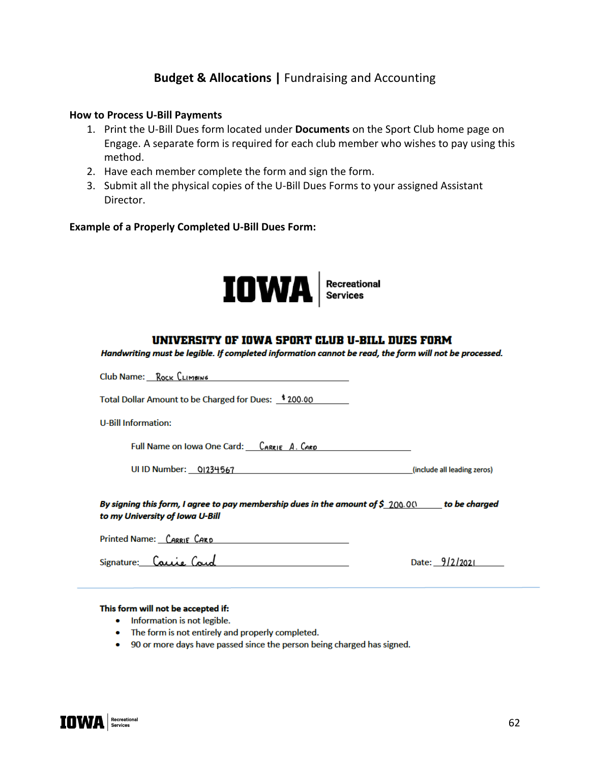# **Budget & Allocations |** Fundraising and Accounting

**How to Process U-Bill Payments**

1. Print the U-Bill Dues form located under **Documents** on the Sport Club home page on Engage. A separate form is required for each club member who wishes to pay using this method.
2. Have each member complete the form and sign the form.
3. Submit all the physical copies of the U-Bill Dues Forms to your assigned Assistant Director.

**Example of a Properly Completed U-Bill Dues Form:**

IOWA | Recreational Services

## UNIVERSITY OF IOWA SPORT CLUB U-BILL DUES FORM

***Handwriting must be legible. If completed information cannot be read, the form will not be processed.***

Club Name: ROCK CLIMBING

Total Dollar Amount to be Charged for Dues: $200.00

U-Bill Information:

Full Name on Iowa One Card: CARRIE A. CARD

UI ID Number: 01234567 (include all leading zeros)

***By signing this form, I agree to pay membership dues in the amount of $*** 200.00 ***to be charged to my University of Iowa U-Bill***

Printed Name: CARRIE CARD

Signature: Carrie Card

Date: 9/2/2021

**This form will not be accepted if:**

- Information is not legible.
- The form is not entirely and properly completed.
- 90 or more days have passed since the person being charged has signed.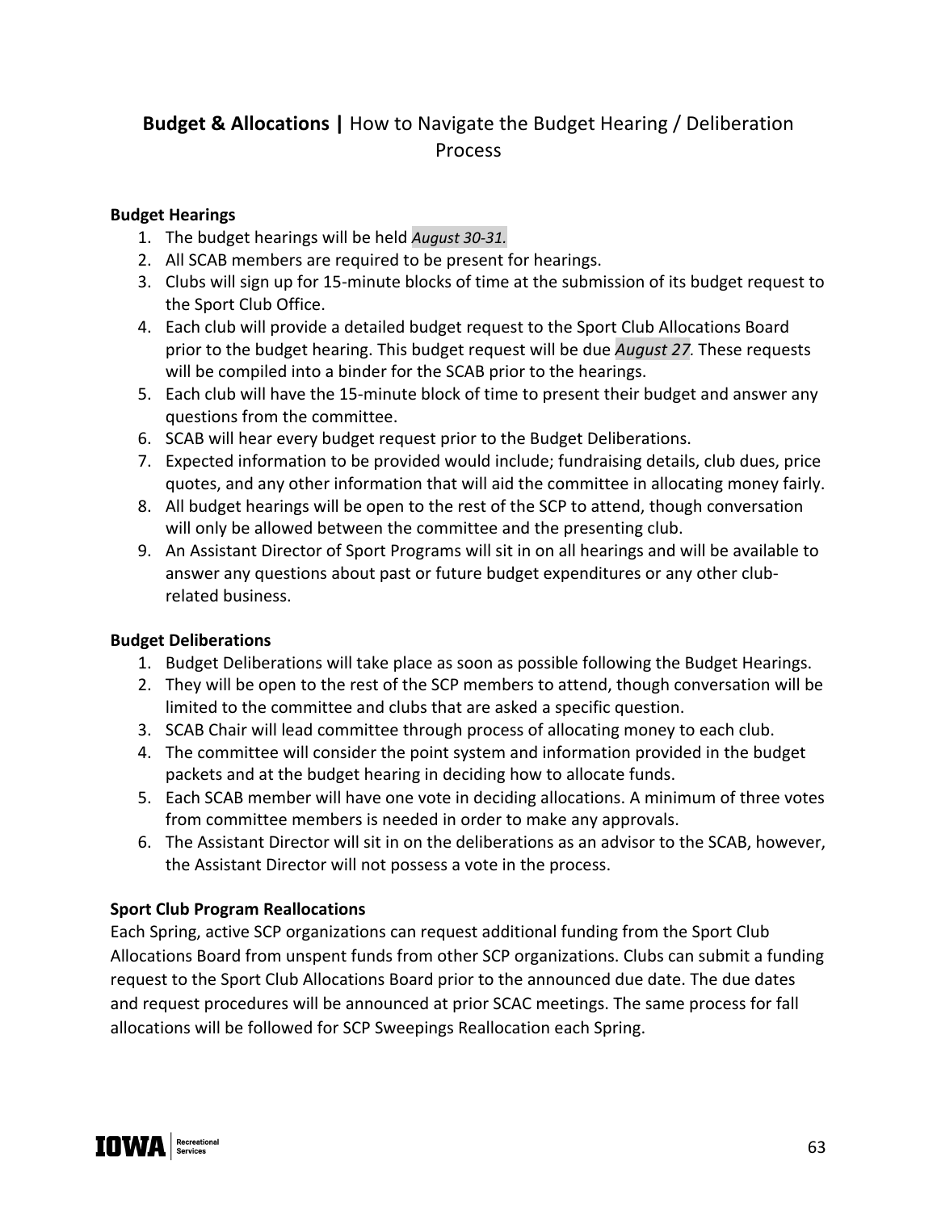## **Budget & Allocations |** How to Navigate the Budget Hearing / Deliberation Process

### Budget Hearings

1. The budget hearings will be held *August 30-31.*
2. All SCAB members are required to be present for hearings.
3. Clubs will sign up for 15-minute blocks of time at the submission of its budget request to the Sport Club Office.
4. Each club will provide a detailed budget request to the Sport Club Allocations Board prior to the budget hearing. This budget request will be due *August 27.* These requests will be compiled into a binder for the SCAB prior to the hearings.
5. Each club will have the 15-minute block of time to present their budget and answer any questions from the committee.
6. SCAB will hear every budget request prior to the Budget Deliberations.
7. Expected information to be provided would include; fundraising details, club dues, price quotes, and any other information that will aid the committee in allocating money fairly.
8. All budget hearings will be open to the rest of the SCP to attend, though conversation will only be allowed between the committee and the presenting club.
9. An Assistant Director of Sport Programs will sit in on all hearings and will be available to answer any questions about past or future budget expenditures or any other club-related business.

### Budget Deliberations

1. Budget Deliberations will take place as soon as possible following the Budget Hearings.
2. They will be open to the rest of the SCP members to attend, though conversation will be limited to the committee and clubs that are asked a specific question.
3. SCAB Chair will lead committee through process of allocating money to each club.
4. The committee will consider the point system and information provided in the budget packets and at the budget hearing in deciding how to allocate funds.
5. Each SCAB member will have one vote in deciding allocations. A minimum of three votes from committee members is needed in order to make any approvals.
6. The Assistant Director will sit in on the deliberations as an advisor to the SCAB, however, the Assistant Director will not possess a vote in the process.

### Sport Club Program Reallocations

Each Spring, active SCP organizations can request additional funding from the Sport Club Allocations Board from unspent funds from other SCP organizations. Clubs can submit a funding request to the Sport Club Allocations Board prior to the announced due date. The due dates and request procedures will be announced at prior SCAC meetings. The same process for fall allocations will be followed for SCP Sweepings Reallocation each Spring.